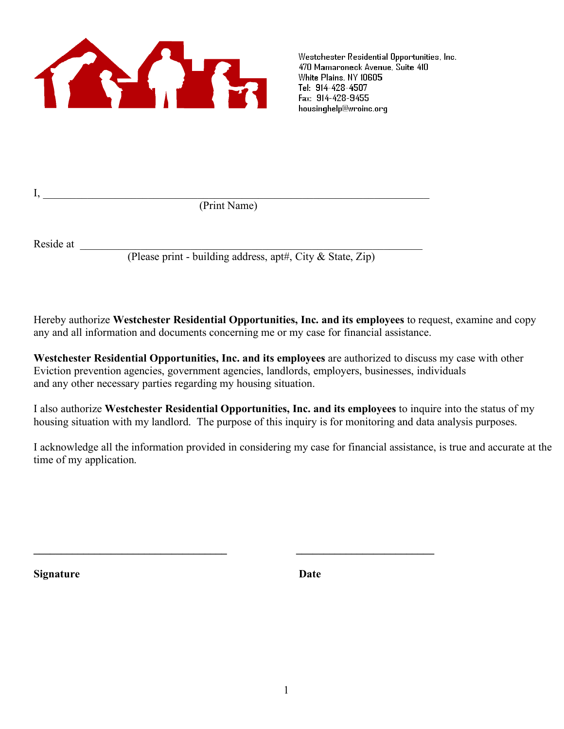Westchester Residential Opportunities, Inc.
470 Mamaroneck Avenue, Suite 410
White Plains, NY 10605
Tel: 914-428-4507
Fax: 914-428-9455
housinghelp@wroinc.org

I, ______________________________________________________________
(Print Name)

Reside at ______________________________________________________
(Please print - building address, apt#, City & State, Zip)

Hereby authorize **Westchester Residential Opportunities, Inc. and its employees** to request, examine and copy any and all information and documents concerning me or my case for financial assistance.

**Westchester Residential Opportunities, Inc. and its employees** are authorized to discuss my case with other Eviction prevention agencies, government agencies, landlords, employers, businesses, individuals and any other necessary parties regarding my housing situation.

I also authorize **Westchester Residential Opportunities, Inc. and its employees** to inquire into the status of my housing situation with my landlord. The purpose of this inquiry is for monitoring and data analysis purposes.

I acknowledge all the information provided in considering my case for financial assistance, is true and accurate at the time of my application.

__________________________________ ________________________

**Signature** **Date**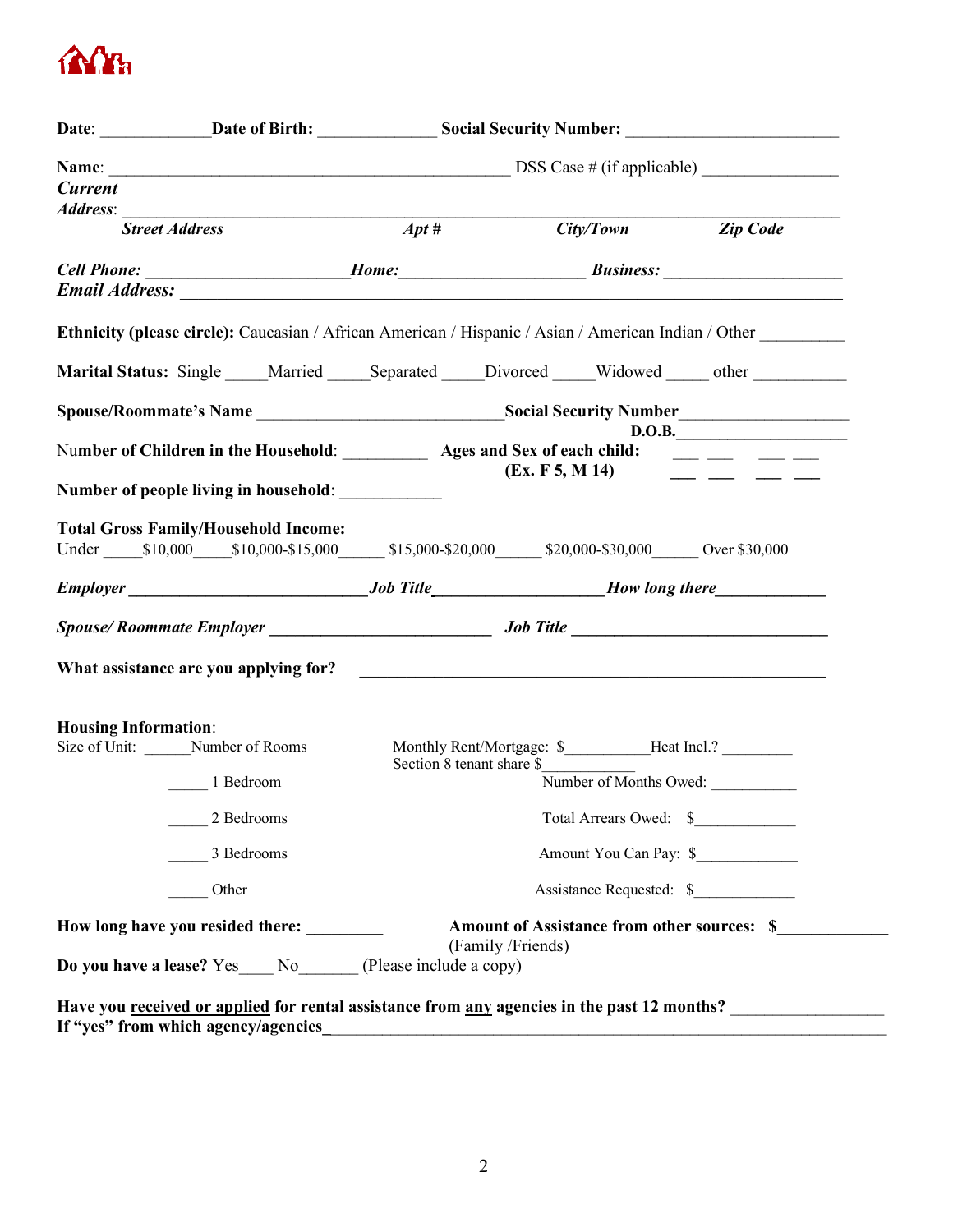**Date**: \_\_\_\_\_\_\_\_\_\_\_\_\_ **Date of Birth:** \_\_\_\_\_\_\_\_\_\_\_\_\_\_ **Social Security Number:** \_\_\_\_\_\_\_\_\_\_\_\_\_\_\_\_\_\_\_\_\_\_\_\_\_

**Name**: \_\_\_\_\_\_\_\_\_\_\_\_\_\_\_\_\_\_\_\_\_\_\_\_\_\_\_\_\_\_\_\_\_\_\_\_\_\_\_\_\_\_\_\_\_\_\_\_ DSS Case # (if applicable) \_\_\_\_\_\_\_\_\_\_\_\_\_\_\_\_

***Current Address***: \_\_\_\_\_\_\_\_\_\_\_\_\_\_\_\_\_\_\_\_\_\_\_\_\_\_\_\_\_\_\_\_\_\_\_\_\_\_\_\_\_\_\_\_\_\_\_\_\_\_\_\_\_\_\_\_\_\_\_\_\_\_\_\_\_\_\_\_\_\_\_\_\_\_\_\_\_\_\_\_\_\_\_\_\_\_\_\_

***Street Address*** ***Apt #*** ***City/Town*** ***Zip Code***

***Cell Phone:*** \_\_\_\_\_\_\_\_\_\_\_\_\_\_\_\_\_\_\_\_\_\_\_\_ ***Home:*** \_\_\_\_\_\_\_\_\_\_\_\_\_\_\_\_\_\_\_\_\_\_\_\_ ***Business:*** \_\_\_\_\_\_\_\_\_\_\_\_\_\_\_\_\_\_\_\_\_\_

***Email Address:*** \_\_\_\_\_\_\_\_\_\_\_\_\_\_\_\_\_\_\_\_\_\_\_\_\_\_\_\_\_\_\_\_\_\_\_\_\_\_\_\_\_\_\_\_\_\_\_\_\_\_\_\_\_\_\_\_\_\_\_\_\_\_\_\_\_\_\_\_\_\_\_\_\_\_\_\_\_\_

**Ethnicity (please circle):** Caucasian / African American / Hispanic / Asian / American Indian / Other \_\_\_\_\_\_\_\_\_\_

**Marital Status:** Single \_\_\_\_\_Married \_\_\_\_\_Separated \_\_\_\_\_Divorced \_\_\_\_\_Widowed \_\_\_\_\_ other \_\_\_\_\_\_\_\_\_\_\_

**Spouse/Roommate's Name** \_\_\_\_\_\_\_\_\_\_\_\_\_\_\_\_\_\_\_\_\_\_\_\_\_\_\_\_\_\_ **Social Security Number**\_\_\_\_\_\_\_\_\_\_\_\_\_\_\_\_\_\_\_\_

**D.O.B.**\_\_\_\_\_\_\_\_\_\_\_\_\_\_\_\_\_\_\_\_\_

Number of Children in the Household: \_\_\_\_\_\_\_\_\_\_ **Ages and Sex of each child:** \_\_\_ \_\_\_ \_\_\_ \_\_\_

**(Ex. F 5, M 14)** \_\_\_ \_\_\_ \_\_\_ \_\_\_

**Number of people living in household**: \_\_\_\_\_\_\_\_\_\_\_\_

**Total Gross Family/Household Income:**

Under \_\_\_\_\_$10,000\_\_\_\_\_$10,000-$15,000\_\_\_\_\_\_ $15,000-$20,000\_\_\_\_\_\_ $20,000-$30,000\_\_\_\_\_\_ Over $30,000

***Employer*** \_\_\_\_\_\_\_\_\_\_\_\_\_\_\_\_\_\_\_\_\_\_\_\_\_\_\_\_ ***Job Title*** \_\_\_\_\_\_\_\_\_\_\_\_\_\_\_\_\_\_\_\_ ***How long there*** \_\_\_\_\_\_\_\_\_\_\_\_\_

***Spouse/ Roommate Employer*** \_\_\_\_\_\_\_\_\_\_\_\_\_\_\_\_\_\_\_\_\_\_\_\_\_\_ ***Job Title*** \_\_\_\_\_\_\_\_\_\_\_\_\_\_\_\_\_\_\_\_\_\_\_\_\_\_\_\_\_\_\_

**What assistance are you applying for?** \_\_\_\_\_\_\_\_\_\_\_\_\_\_\_\_\_\_\_\_\_\_\_\_\_\_\_\_\_\_\_\_\_\_\_\_\_\_\_\_\_\_\_\_\_\_\_\_\_\_\_\_\_\_\_\_

**Housing Information**:

Size of Unit: \_\_\_\_\_\_Number of Rooms

\_\_\_\_\_ 1 Bedroom

\_\_\_\_\_ 2 Bedrooms

\_\_\_\_\_ 3 Bedrooms

\_\_\_\_\_ Other

Monthly Rent/Mortgage: $\_\_\_\_\_\_\_\_\_\_\_Heat Incl.? \_\_\_\_\_\_\_\_\_

Section 8 tenant share $\_\_\_\_\_\_\_\_\_\_\_\_

Number of Months Owed: \_\_\_\_\_\_\_\_\_\_\_

Total Arrears Owed: $\_\_\_\_\_\_\_\_\_\_\_\_\_

Amount You Can Pay: $\_\_\_\_\_\_\_\_\_\_\_\_\_

Assistance Requested: $\_\_\_\_\_\_\_\_\_\_\_\_\_

**How long have you resided there:** \_\_\_\_\_\_\_\_\_

**Amount of Assistance from other sources: $**\_\_\_\_\_\_\_\_\_\_\_\_\_ (Family /Friends)

**Do you have a lease?** Yes\_\_\_\_ No\_\_\_\_\_\_\_ (Please include a copy)

**Have you <u>received or applied</u> for rental assistance from <u>any</u> agencies in the past 12 months?** \_\_\_\_\_\_\_\_\_\_\_\_\_\_\_\_\_\_

**If "yes" from which agency/agencies**\_\_\_\_\_\_\_\_\_\_\_\_\_\_\_\_\_\_\_\_\_\_\_\_\_\_\_\_\_\_\_\_\_\_\_\_\_\_\_\_\_\_\_\_\_\_\_\_\_\_\_\_\_\_\_\_\_\_\_\_\_\_\_\_\_\_\_\_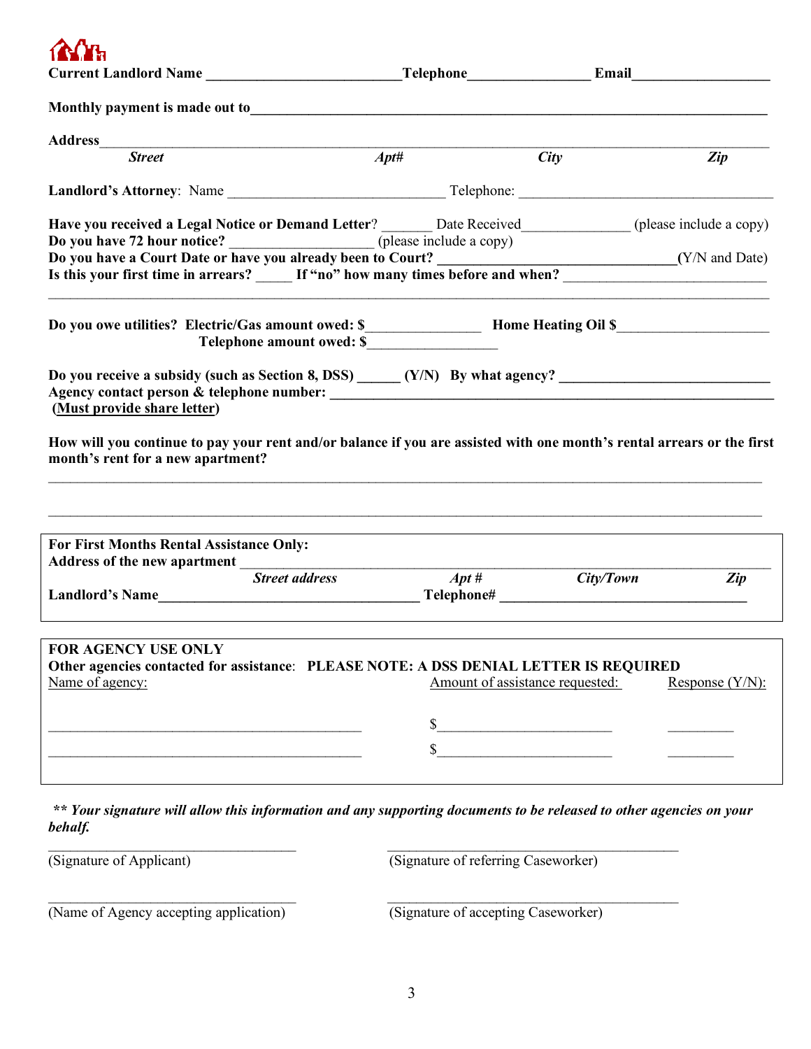**Current Landlord Name \_\_\_\_\_\_\_\_\_\_\_\_\_\_\_\_\_\_\_\_\_\_\_\_\_\_ Telephone\_\_\_\_\_\_\_\_\_\_\_\_\_\_\_\_ Email\_\_\_\_\_\_\_\_\_\_\_\_\_\_\_\_\_\_\_**

**Monthly payment is made out to**\_\_\_\_\_\_\_\_\_\_\_\_\_\_\_\_\_\_\_\_\_\_\_\_\_\_\_\_\_\_\_\_\_\_\_\_\_\_\_\_\_\_\_\_\_\_\_\_\_\_\_\_\_\_\_\_\_\_\_\_\_\_\_\_\_\_\_\_\_\_

**Address**\_\_\_\_\_\_\_\_\_\_\_\_\_\_\_\_\_\_\_\_\_\_\_\_\_\_\_\_\_\_\_\_\_\_\_\_\_\_\_\_\_\_\_\_\_\_\_\_\_\_\_\_\_\_\_\_\_\_\_\_\_\_\_\_\_\_\_\_\_\_\_\_\_\_\_\_\_\_\_\_\_\_\_\_\_\_\_\_

***Street*** ***Apt#*** ***City*** ***Zip***

**Landlord's Attorney**: Name \_\_\_\_\_\_\_\_\_\_\_\_\_\_\_\_\_\_\_\_\_\_\_\_\_\_\_\_\_\_ Telephone: \_\_\_\_\_\_\_\_\_\_\_\_\_\_\_\_\_\_\_\_\_\_\_\_\_\_\_\_\_\_\_\_\_\_\_

**Have you received a Legal Notice or Demand Letter**? \_\_\_\_\_\_\_ Date Received\_\_\_\_\_\_\_\_\_\_\_\_\_\_ (please include a copy)

**Do you have 72 hour notice?** \_\_\_\_\_\_\_\_\_\_\_\_\_\_\_\_\_\_\_\_ (please include a copy)

**Do you have a Court Date or have you already been to Court?** \_\_\_\_\_\_\_\_\_\_\_\_\_\_\_\_\_\_\_\_\_\_\_\_\_\_\_\_\_\_**(**Y/N and Date)

**Is this your first time in arrears?** \_\_\_\_\_ **If "no" how many times before and when?** \_\_\_\_\_\_\_\_\_\_\_\_\_\_\_\_\_\_\_\_\_\_\_\_\_\_\_

\_\_\_\_\_\_\_\_\_\_\_\_\_\_\_\_\_\_\_\_\_\_\_\_\_\_\_\_\_\_\_\_\_\_\_\_\_\_\_\_\_\_\_\_\_\_\_\_\_\_\_\_\_\_\_\_\_\_\_\_\_\_\_\_\_\_\_\_\_\_\_\_\_\_\_\_\_\_\_\_\_\_\_\_\_\_\_\_\_\_\_\_\_\_\_\_

**Do you owe utilities? Electric/Gas amount owed: $**\_\_\_\_\_\_\_\_\_\_\_\_\_\_\_ **Home Heating Oil $**\_\_\_\_\_\_\_\_\_\_\_\_\_\_\_\_\_\_\_\_

**Telephone amount owed: $**\_\_\_\_\_\_\_\_\_\_\_\_\_\_\_\_\_

**Do you receive a subsidy (such as Section 8, DSS)** \_\_\_\_\_\_ **(Y/N) By what agency?** \_\_\_\_\_\_\_\_\_\_\_\_\_\_\_\_\_\_\_\_\_\_\_\_\_\_\_\_\_

**Agency contact person & telephone number:** \_\_\_\_\_\_\_\_\_\_\_\_\_\_\_\_\_\_\_\_\_\_\_\_\_\_\_\_\_\_\_\_\_\_\_\_\_\_\_\_\_\_\_\_\_\_\_\_\_\_\_\_\_\_\_\_\_\_\_\_\_\_

**(Must provide share letter)**

**How will you continue to pay your rent and/or balance if you are assisted with one month's rental arrears or the first month's rent for a new apartment?**

\_\_\_\_\_\_\_\_\_\_\_\_\_\_\_\_\_\_\_\_\_\_\_\_\_\_\_\_\_\_\_\_\_\_\_\_\_\_\_\_\_\_\_\_\_\_\_\_\_\_\_\_\_\_\_\_\_\_\_\_\_\_\_\_\_\_\_\_\_\_\_\_\_\_\_\_\_\_\_\_\_\_\_\_\_\_\_\_\_\_\_\_\_\_\_\_

\_\_\_\_\_\_\_\_\_\_\_\_\_\_\_\_\_\_\_\_\_\_\_\_\_\_\_\_\_\_\_\_\_\_\_\_\_\_\_\_\_\_\_\_\_\_\_\_\_\_\_\_\_\_\_\_\_\_\_\_\_\_\_\_\_\_\_\_\_\_\_\_\_\_\_\_\_\_\_\_\_\_\_\_\_\_\_\_\_\_\_\_\_\_\_\_

**For First Months Rental Assistance Only:**

**Address of the new apartment** \_\_\_\_\_\_\_\_\_\_\_\_\_\_\_\_\_\_\_\_\_\_\_\_\_\_\_\_\_\_\_\_\_\_\_\_\_\_\_\_\_\_\_\_\_\_\_\_\_\_\_\_\_\_\_\_\_\_\_\_\_\_\_\_\_\_\_\_\_\_\_\_

***Street address*** ***Apt #*** ***City/Town*** ***Zip***

**Landlord's Name**\_\_\_\_\_\_\_\_\_\_\_\_\_\_\_\_\_\_\_\_\_\_\_\_\_\_\_\_\_\_\_\_\_\_\_\_\_ **Telephone#** \_\_\_\_\_\_\_\_\_\_\_\_\_\_\_\_\_\_\_\_\_\_\_\_\_\_\_\_\_\_\_\_\_\_\_\_

FOR AGENCY USE ONLY

**Other agencies contacted for assistance**: **PLEASE NOTE: A DSS DENIAL LETTER IS REQUIRED**

| Name of agency: | Amount of assistance requested: | Response (Y/N): |
|---|---|---|
| \_\_\_\_\_\_\_\_\_\_\_\_\_\_\_\_\_\_\_\_\_\_\_\_\_\_\_\_\_\_\_\_\_\_\_\_\_\_\_\_\_\_\_\_\_ | $\_\_\_\_\_\_\_\_\_\_\_\_\_\_\_\_\_\_\_\_\_\_\_\_\_ | \_\_\_\_\_\_\_\_\_ |
| \_\_\_\_\_\_\_\_\_\_\_\_\_\_\_\_\_\_\_\_\_\_\_\_\_\_\_\_\_\_\_\_\_\_\_\_\_\_\_\_\_\_\_\_\_ | $\_\_\_\_\_\_\_\_\_\_\_\_\_\_\_\_\_\_\_\_\_\_\_\_\_ | \_\_\_\_\_\_\_\_\_ |

***\*\* Your signature will allow this information and any supporting documents to be released to other agencies on your behalf.***

\_\_\_\_\_\_\_\_\_\_\_\_\_\_\_\_\_\_\_\_\_\_\_\_\_\_\_\_\_\_\_\_\_\_\_\_
(Signature of Applicant)

\_\_\_\_\_\_\_\_\_\_\_\_\_\_\_\_\_\_\_\_\_\_\_\_\_\_\_\_\_\_\_\_\_\_\_\_\_\_\_\_\_\_
(Signature of referring Caseworker)

\_\_\_\_\_\_\_\_\_\_\_\_\_\_\_\_\_\_\_\_\_\_\_\_\_\_\_\_\_\_\_\_\_\_\_\_
(Name of Agency accepting application)

\_\_\_\_\_\_\_\_\_\_\_\_\_\_\_\_\_\_\_\_\_\_\_\_\_\_\_\_\_\_\_\_\_\_\_\_\_\_\_\_\_\_
(Signature of accepting Caseworker)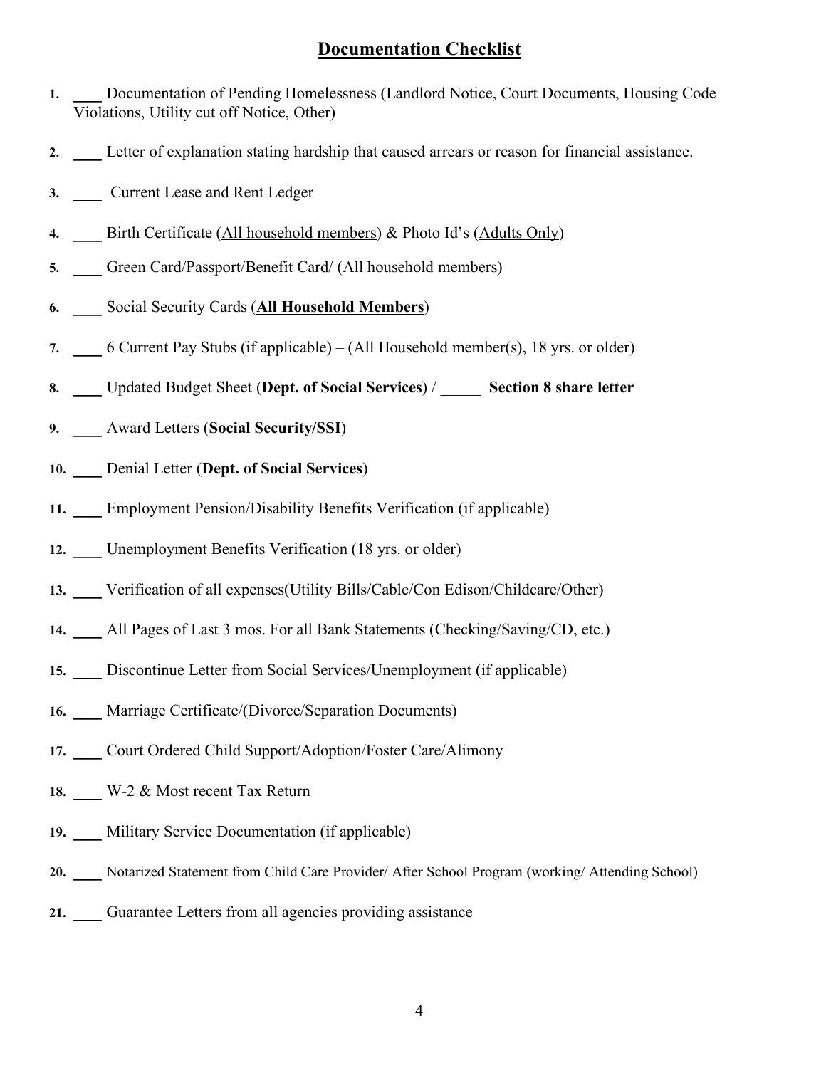# Documentation Checklist

1. ____ Documentation of Pending Homelessness (Landlord Notice, Court Documents, Housing Code Violations, Utility cut off Notice, Other)
2. ____ Letter of explanation stating hardship that caused arrears or reason for financial assistance.
3. ____ Current Lease and Rent Ledger
4. ____ Birth Certificate (All household members) & Photo Id's (Adults Only)
5. ____ Green Card/Passport/Benefit Card/ (All household members)
6. ____ Social Security Cards (**All Household Members**)
7. ____ 6 Current Pay Stubs (if applicable) – (All Household member(s), 18 yrs. or older)
8. ____ Updated Budget Sheet (**Dept. of Social Services**) / _____ **Section 8 share letter**
9. ____ Award Letters (**Social Security/SSI**)
10. ____ Denial Letter (**Dept. of Social Services**)
11. ____ Employment Pension/Disability Benefits Verification (if applicable)
12. ____ Unemployment Benefits Verification (18 yrs. or older)
13. ____ Verification of all expenses(Utility Bills/Cable/Con Edison/Childcare/Other)
14. ____ All Pages of Last 3 mos. For all Bank Statements (Checking/Saving/CD, etc.)
15. ____ Discontinue Letter from Social Services/Unemployment (if applicable)
16. ____ Marriage Certificate/(Divorce/Separation Documents)
17. ____ Court Ordered Child Support/Adoption/Foster Care/Alimony
18. ____ W-2 & Most recent Tax Return
19. ____ Military Service Documentation (if applicable)
20. ____ Notarized Statement from Child Care Provider/ After School Program (working/ Attending School)
21. ____ Guarantee Letters from all agencies providing assistance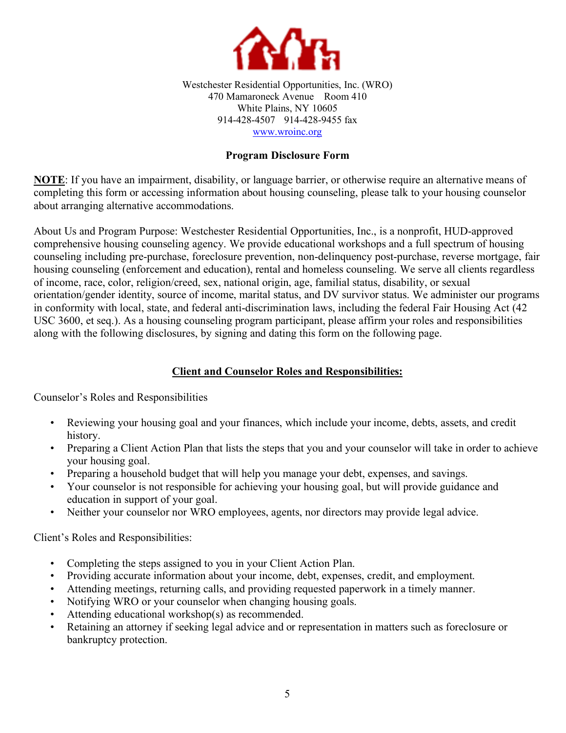Westchester Residential Opportunities, Inc. (WRO)
470 Mamaroneck Avenue Room 410
White Plains, NY 10605
914-428-4507 914-428-9455 fax
www.wroinc.org

## Program Disclosure Form

**NOTE**: If you have an impairment, disability, or language barrier, or otherwise require an alternative means of completing this form or accessing information about housing counseling, please talk to your housing counselor about arranging alternative accommodations.

About Us and Program Purpose: Westchester Residential Opportunities, Inc., is a nonprofit, HUD-approved comprehensive housing counseling agency. We provide educational workshops and a full spectrum of housing counseling including pre-purchase, foreclosure prevention, non-delinquency post-purchase, reverse mortgage, fair housing counseling (enforcement and education), rental and homeless counseling. We serve all clients regardless of income, race, color, religion/creed, sex, national origin, age, familial status, disability, or sexual orientation/gender identity, source of income, marital status, and DV survivor status. We administer our programs in conformity with local, state, and federal anti-discrimination laws, including the federal Fair Housing Act (42 USC 3600, et seq.). As a housing counseling program participant, please affirm your roles and responsibilities along with the following disclosures, by signing and dating this form on the following page.

### Client and Counselor Roles and Responsibilities:

Counselor's Roles and Responsibilities

- Reviewing your housing goal and your finances, which include your income, debts, assets, and credit history.
- Preparing a Client Action Plan that lists the steps that you and your counselor will take in order to achieve your housing goal.
- Preparing a household budget that will help you manage your debt, expenses, and savings.
- Your counselor is not responsible for achieving your housing goal, but will provide guidance and education in support of your goal.
- Neither your counselor nor WRO employees, agents, nor directors may provide legal advice.

Client's Roles and Responsibilities:

- Completing the steps assigned to you in your Client Action Plan.
- Providing accurate information about your income, debt, expenses, credit, and employment.
- Attending meetings, returning calls, and providing requested paperwork in a timely manner.
- Notifying WRO or your counselor when changing housing goals.
- Attending educational workshop(s) as recommended.
- Retaining an attorney if seeking legal advice and or representation in matters such as foreclosure or bankruptcy protection.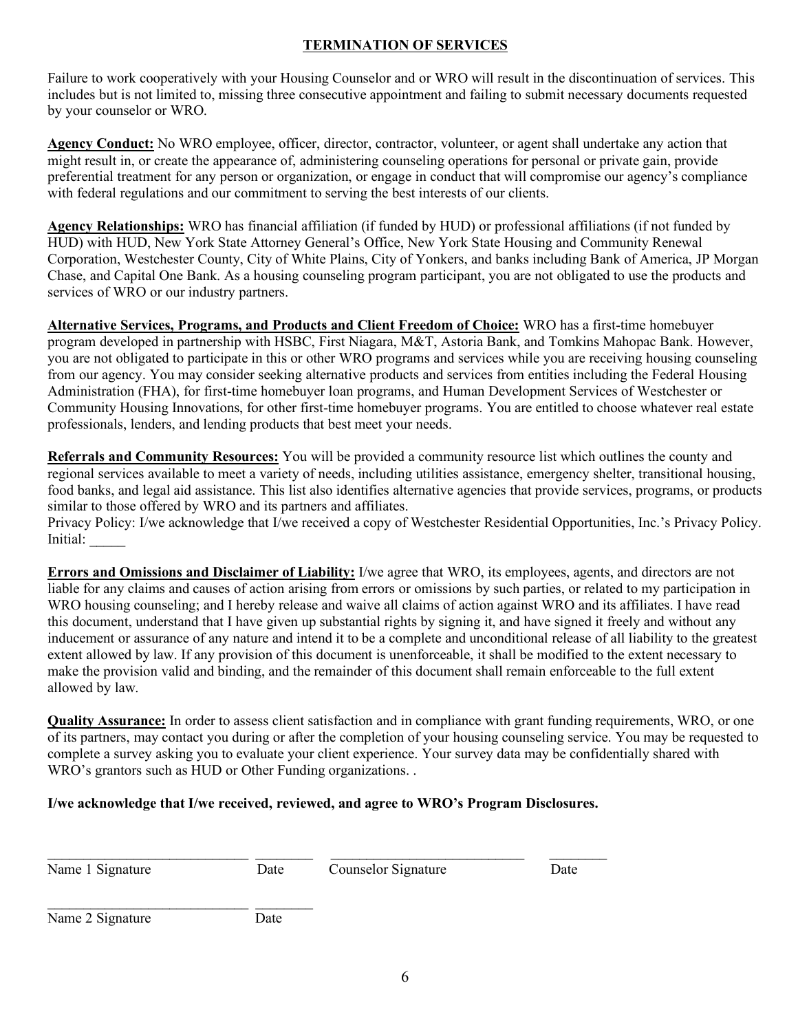## TERMINATION OF SERVICES

Failure to work cooperatively with your Housing Counselor and or WRO will result in the discontinuation of services. This includes but is not limited to, missing three consecutive appointment and failing to submit necessary documents requested by your counselor or WRO.

**Agency Conduct:** No WRO employee, officer, director, contractor, volunteer, or agent shall undertake any action that might result in, or create the appearance of, administering counseling operations for personal or private gain, provide preferential treatment for any person or organization, or engage in conduct that will compromise our agency's compliance with federal regulations and our commitment to serving the best interests of our clients.

**Agency Relationships:** WRO has financial affiliation (if funded by HUD) or professional affiliations (if not funded by HUD) with HUD, New York State Attorney General's Office, New York State Housing and Community Renewal Corporation, Westchester County, City of White Plains, City of Yonkers, and banks including Bank of America, JP Morgan Chase, and Capital One Bank. As a housing counseling program participant, you are not obligated to use the products and services of WRO or our industry partners.

**Alternative Services, Programs, and Products and Client Freedom of Choice:** WRO has a first-time homebuyer program developed in partnership with HSBC, First Niagara, M&T, Astoria Bank, and Tomkins Mahopac Bank. However, you are not obligated to participate in this or other WRO programs and services while you are receiving housing counseling from our agency. You may consider seeking alternative products and services from entities including the Federal Housing Administration (FHA), for first-time homebuyer loan programs, and Human Development Services of Westchester or Community Housing Innovations, for other first-time homebuyer programs. You are entitled to choose whatever real estate professionals, lenders, and lending products that best meet your needs.

**Referrals and Community Resources:** You will be provided a community resource list which outlines the county and regional services available to meet a variety of needs, including utilities assistance, emergency shelter, transitional housing, food banks, and legal aid assistance. This list also identifies alternative agencies that provide services, programs, or products similar to those offered by WRO and its partners and affiliates.
Privacy Policy: I/we acknowledge that I/we received a copy of Westchester Residential Opportunities, Inc.'s Privacy Policy. Initial: _____

**Errors and Omissions and Disclaimer of Liability:** I/we agree that WRO, its employees, agents, and directors are not liable for any claims and causes of action arising from errors or omissions by such parties, or related to my participation in WRO housing counseling; and I hereby release and waive all claims of action against WRO and its affiliates. I have read this document, understand that I have given up substantial rights by signing it, and have signed it freely and without any inducement or assurance of any nature and intend it to be a complete and unconditional release of all liability to the greatest extent allowed by law. If any provision of this document is unenforceable, it shall be modified to the extent necessary to make the provision valid and binding, and the remainder of this document shall remain enforceable to the full extent allowed by law.

**Quality Assurance:** In order to assess client satisfaction and in compliance with grant funding requirements, WRO, or one of its partners, may contact you during or after the completion of your housing counseling service. You may be requested to complete a survey asking you to evaluate your client experience. Your survey data may be confidentially shared with WRO's grantors such as HUD or Other Funding organizations. .

**I/we acknowledge that I/we received, reviewed, and agree to WRO's Program Disclosures.**

____________________________ ________ ____________________________ ________
Name 1 Signature Date Counselor Signature Date

____________________________ ________
Name 2 Signature Date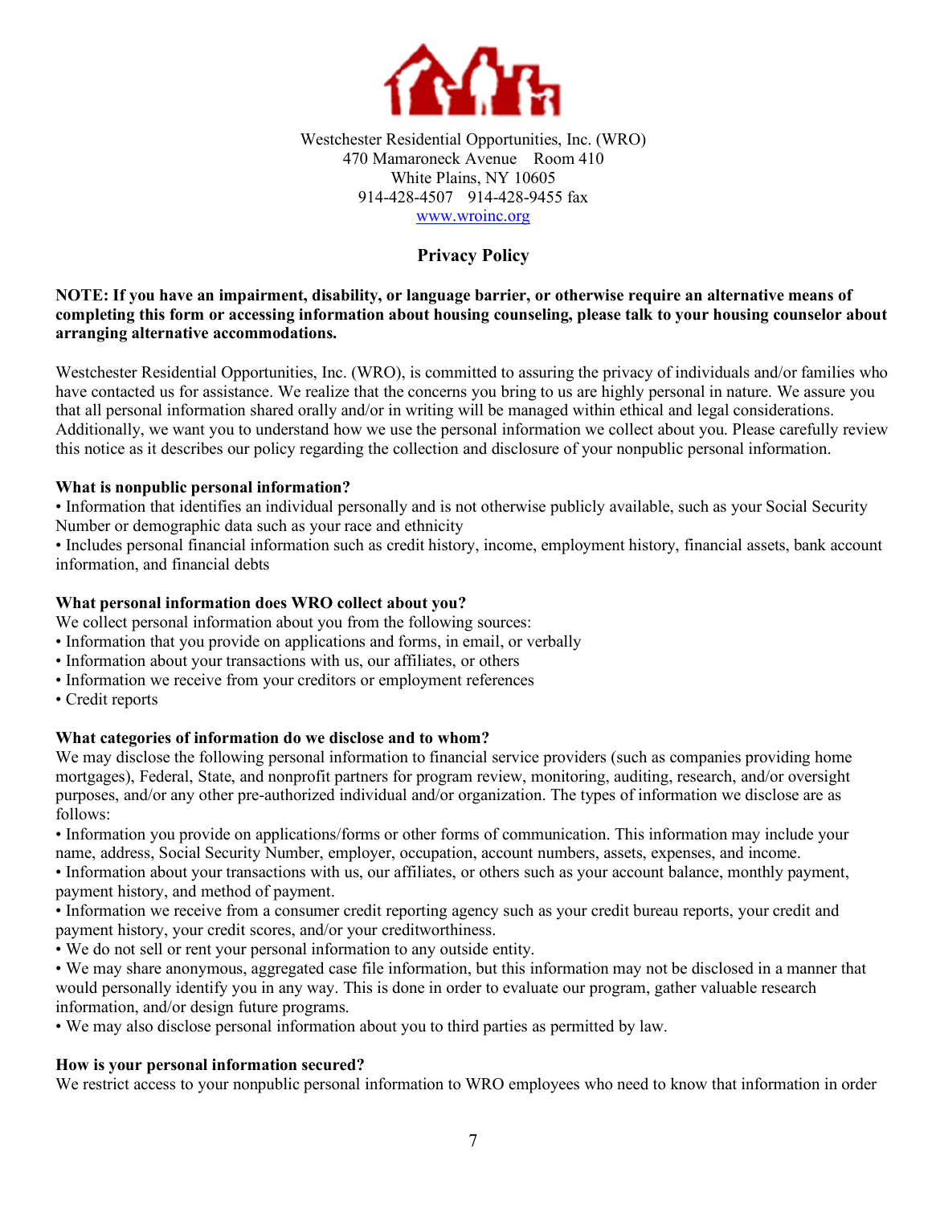Westchester Residential Opportunities, Inc. (WRO)
470 Mamaroneck Avenue  Room 410
White Plains, NY 10605
914-428-4507  914-428-9455 fax
www.wroinc.org

## Privacy Policy

**NOTE: If you have an impairment, disability, or language barrier, or otherwise require an alternative means of completing this form or accessing information about housing counseling, please talk to your housing counselor about arranging alternative accommodations.**

Westchester Residential Opportunities, Inc. (WRO), is committed to assuring the privacy of individuals and/or families who have contacted us for assistance. We realize that the concerns you bring to us are highly personal in nature. We assure you that all personal information shared orally and/or in writing will be managed within ethical and legal considerations. Additionally, we want you to understand how we use the personal information we collect about you. Please carefully review this notice as it describes our policy regarding the collection and disclosure of your nonpublic personal information.

**What is nonpublic personal information?**

- Information that identifies an individual personally and is not otherwise publicly available, such as your Social Security Number or demographic data such as your race and ethnicity
- Includes personal financial information such as credit history, income, employment history, financial assets, bank account information, and financial debts

**What personal information does WRO collect about you?**

We collect personal information about you from the following sources:

- Information that you provide on applications and forms, in email, or verbally
- Information about your transactions with us, our affiliates, or others
- Information we receive from your creditors or employment references
- Credit reports

**What categories of information do we disclose and to whom?**

We may disclose the following personal information to financial service providers (such as companies providing home mortgages), Federal, State, and nonprofit partners for program review, monitoring, auditing, research, and/or oversight purposes, and/or any other pre-authorized individual and/or organization. The types of information we disclose are as follows:

- Information you provide on applications/forms or other forms of communication. This information may include your name, address, Social Security Number, employer, occupation, account numbers, assets, expenses, and income.
- Information about your transactions with us, our affiliates, or others such as your account balance, monthly payment, payment history, and method of payment.
- Information we receive from a consumer credit reporting agency such as your credit bureau reports, your credit and payment history, your credit scores, and/or your creditworthiness.
- We do not sell or rent your personal information to any outside entity.
- We may share anonymous, aggregated case file information, but this information may not be disclosed in a manner that would personally identify you in any way. This is done in order to evaluate our program, gather valuable research information, and/or design future programs.
- We may also disclose personal information about you to third parties as permitted by law.

**How is your personal information secured?**

We restrict access to your nonpublic personal information to WRO employees who need to know that information in order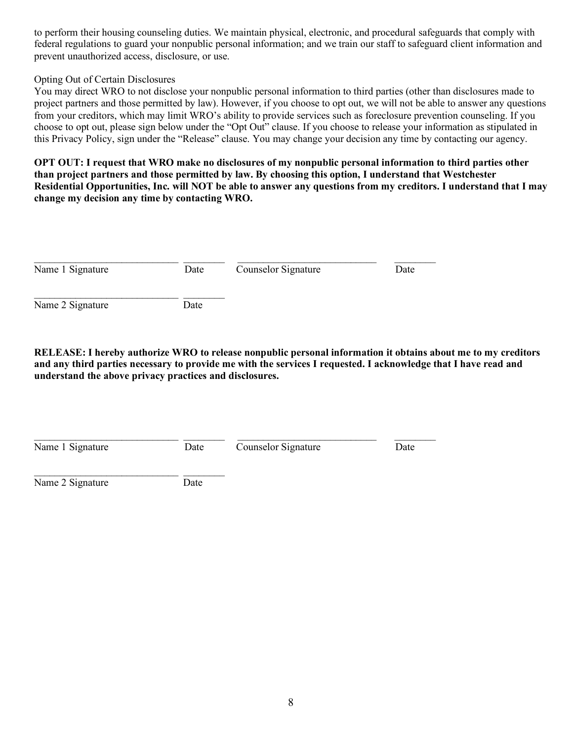to perform their housing counseling duties. We maintain physical, electronic, and procedural safeguards that comply with federal regulations to guard your nonpublic personal information; and we train our staff to safeguard client information and prevent unauthorized access, disclosure, or use.

Opting Out of Certain Disclosures
You may direct WRO to not disclose your nonpublic personal information to third parties (other than disclosures made to project partners and those permitted by law). However, if you choose to opt out, we will not be able to answer any questions from your creditors, which may limit WRO's ability to provide services such as foreclosure prevention counseling. If you choose to opt out, please sign below under the "Opt Out" clause. If you choose to release your information as stipulated in this Privacy Policy, sign under the "Release" clause. You may change your decision any time by contacting our agency.

**OPT OUT: I request that WRO make no disclosures of my nonpublic personal information to third parties other than project partners and those permitted by law. By choosing this option, I understand that Westchester Residential Opportunities, Inc. will NOT be able to answer any questions from my creditors. I understand that I may change my decision any time by contacting WRO.**

\_\_\_\_\_\_\_\_\_\_\_\_\_\_\_\_\_\_\_\_\_\_\_\_\_\_\_\_ \_\_\_\_\_\_\_\_ \_\_\_\_\_\_\_\_\_\_\_\_\_\_\_\_\_\_\_\_\_\_\_\_\_\_\_ \_\_\_\_\_\_\_\_
Name 1 Signature Date Counselor Signature Date

\_\_\_\_\_\_\_\_\_\_\_\_\_\_\_\_\_\_\_\_\_\_\_\_\_\_\_\_ \_\_\_\_\_\_\_\_
Name 2 Signature Date

**RELEASE: I hereby authorize WRO to release nonpublic personal information it obtains about me to my creditors and any third parties necessary to provide me with the services I requested. I acknowledge that I have read and understand the above privacy practices and disclosures.**

\_\_\_\_\_\_\_\_\_\_\_\_\_\_\_\_\_\_\_\_\_\_\_\_\_\_\_\_ \_\_\_\_\_\_\_\_ \_\_\_\_\_\_\_\_\_\_\_\_\_\_\_\_\_\_\_\_\_\_\_\_\_\_\_ \_\_\_\_\_\_\_\_
Name 1 Signature Date Counselor Signature Date

\_\_\_\_\_\_\_\_\_\_\_\_\_\_\_\_\_\_\_\_\_\_\_\_\_\_\_\_ \_\_\_\_\_\_\_\_
Name 2 Signature Date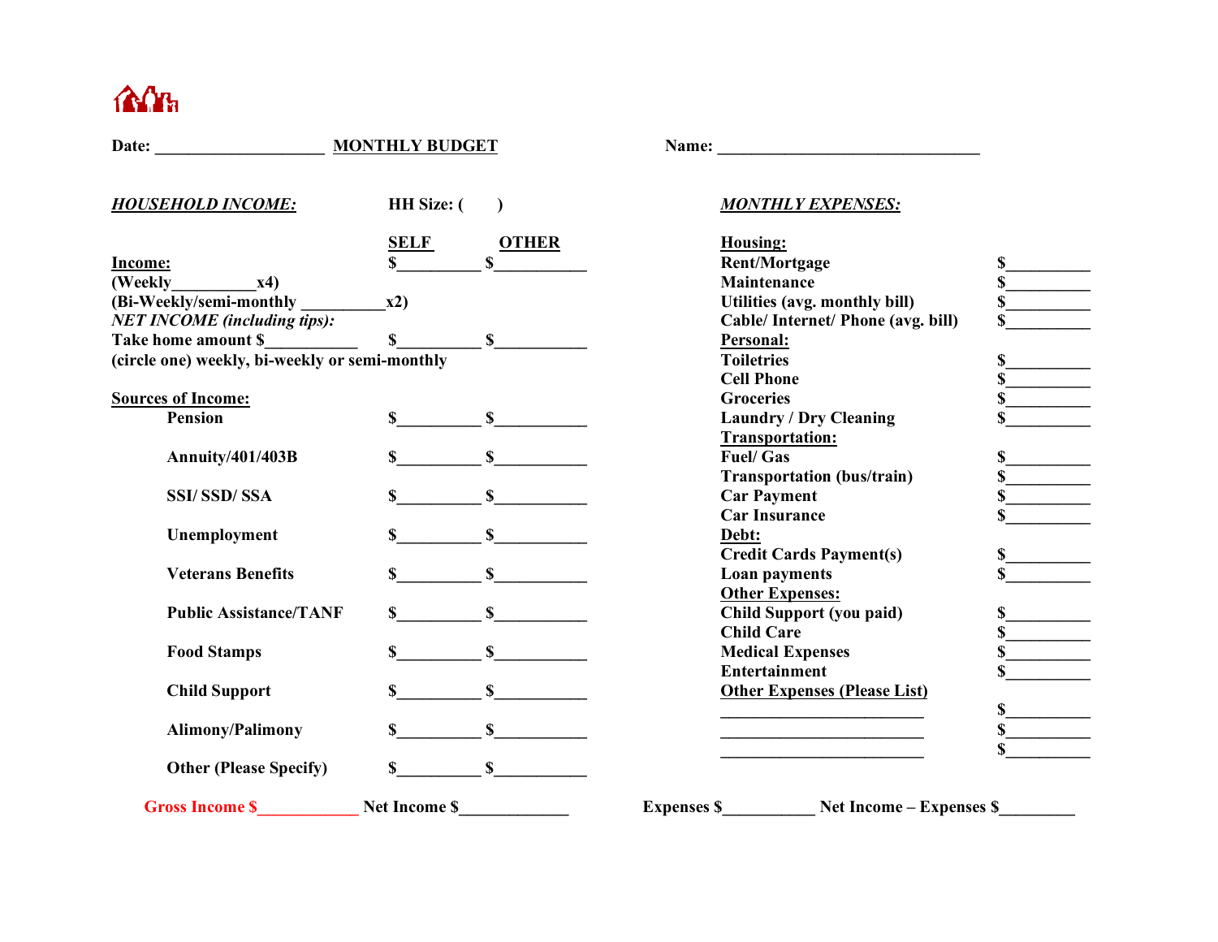**Date: ____________________** **MONTHLY BUDGET** **Name: ________________________________**

***HOUSEHOLD INCOME:*** **HH Size: (        )**

| | SELF | OTHER |
|---|---|---|
| **Income:** | $__________ | $___________ |
| (Weekly__________x4) | | |
| (Bi-Weekly/semi-monthly __________x2) | | |
| ***NET INCOME (including tips):*** | | |
| Take home amount $___________ | $__________ | $___________ |
| (circle one) weekly, bi-weekly or semi-monthly | | |
| **Sources of Income:** | | |
| Pension | $__________ | $___________ |
| Annuity/401/403B | $__________ | $___________ |
| SSI/ SSD/ SSA | $__________ | $___________ |
| Unemployment | $__________ | $___________ |
| Veterans Benefits | $__________ | $___________ |
| Public Assistance/TANF | $__________ | $___________ |
| Food Stamps | $__________ | $___________ |
| Child Support | $__________ | $___________ |
| Alimony/Palimony | $__________ | $___________ |
| Other (Please Specify) | $__________ | $___________ |

**Gross Income $____________ Net Income $_____________**

***MONTHLY EXPENSES:***

| | |
|---|---|
| **Housing:** | |
| Rent/Mortgage | $__________ |
| Maintenance | $__________ |
| Utilities (avg. monthly bill) | $__________ |
| Cable/ Internet/ Phone (avg. bill) | $__________ |
| **Personal:** | |
| Toiletries | $__________ |
| Cell Phone | $__________ |
| Groceries | $__________ |
| Laundry / Dry Cleaning | $__________ |
| **Transportation:** | |
| Fuel/ Gas | $__________ |
| Transportation (bus/train) | $__________ |
| Car Payment | $__________ |
| Car Insurance | $__________ |
| **Debt:** | |
| Credit Cards Payment(s) | $__________ |
| Loan payments | $__________ |
| **Other Expenses:** | |
| Child Support (you paid) | $__________ |
| Child Care | $__________ |
| Medical Expenses | $__________ |
| Entertainment | $__________ |
| **Other Expenses (Please List)** | |
| _________________________ | $__________ |
| _________________________ | $__________ |
| _________________________ | $__________ |

**Expenses $___________ Net Income – Expenses $_________**